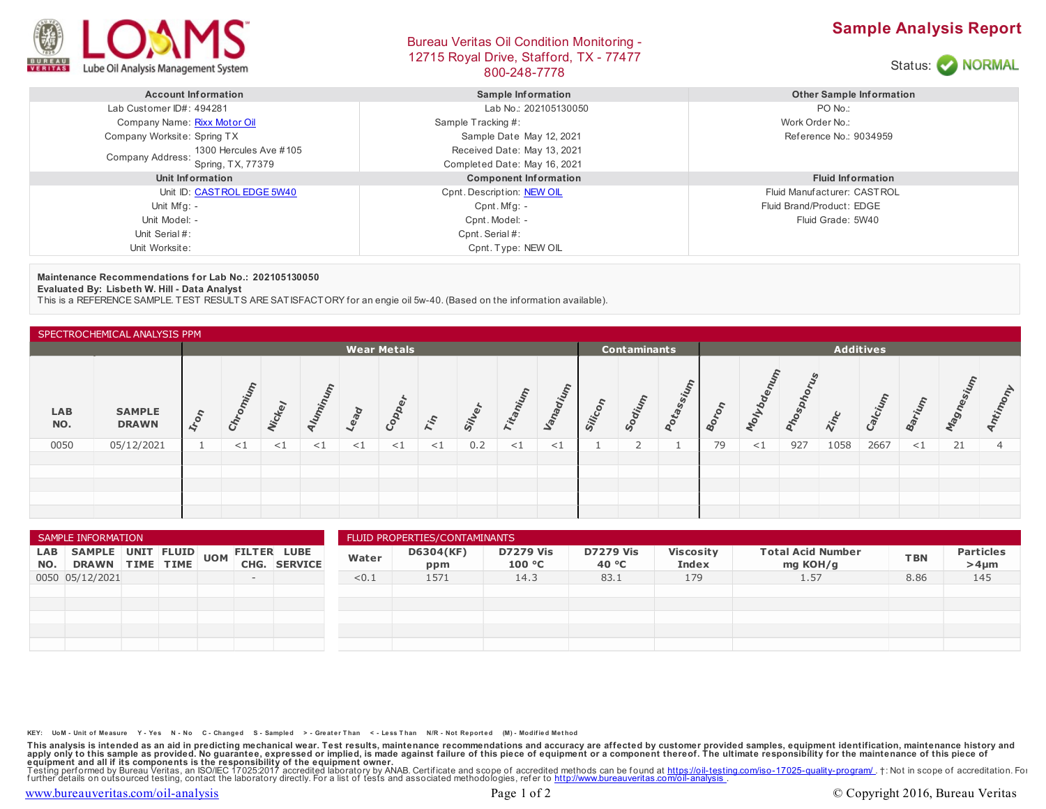LOAMS Lube Oil Analysis Management System

Bureau Veritas Oil Condition Monitoring -
12715 Royal Drive, Stafford, TX - 77477
800-248-7778

# Sample Analysis Report

Status: NORMAL

| Account Information | | Sample Information | | Other Sample Information | |
|---|---|---|---|---|---|
| Lab Customer ID#: | 494281 | Lab No.: | 202105130050 | PO No.: | |
| Company Name: | Rixx Motor Oil | Sample Tracking #: | | Work Order No.: | |
| Company Worksite: | Spring TX | Sample Date | May 12, 2021 | Reference No.: | 9034959 |
| Company Address: | 1300 Hercules Ave #105 Spring, TX, 77379 | Received Date: | May 13, 2021 | | |
| | | Completed Date: | May 16, 2021 | | |

| Unit Information | | Component Information | | Fluid Information | |
|---|---|---|---|---|---|
| Unit ID: | CASTROL EDGE 5W40 | Cpnt. Description: | NEW OIL | Fluid Manufacturer: | CASTROL |
| Unit Mfg: | - | Cpnt. Mfg: | - | Fluid Brand/Product: | EDGE |
| Unit Model: | - | Cpnt. Model: | - | Fluid Grade: | 5W40 |
| Unit Serial #: | | Cpnt. Serial #: | | | |
| Unit Worksite: | | Cpnt. Type: | NEW OIL | | |

**Maintenance Recommendations for Lab No.: 202105130050**
**Evaluated By: Lisbeth W. Hill - Data Analyst**
This is a REFERENCE SAMPLE. TEST RESULTS ARE SATISFACTORY for an engie oil 5w-40. (Based on the information available).

## SPECTROCHEMICAL ANALYSIS PPM

| | | Wear Metals | | | | | | | | | | Contaminants | | | Additives | | | | | | | | |
|---|---|---|---|---|---|---|---|---|---|---|---|---|---|---|---|---|---|---|---|---|---|---|---|
| LAB NO. | SAMPLE DRAWN | Iron | Chromium | Nickel | Aluminum | Lead | Copper | Tin | Silver | Titanium | Vanadium | Silicon | Sodium | Potassium | Boron | Molybdenum | Phosphorus | Zinc | Calcium | Barium | Magnesium | Antimony |
| 0050 | 05/12/2021 | 1 | <1 | <1 | <1 | <1 | <1 | <1 | 0.2 | <1 | <1 | 1 | 2 | 1 | 79 | <1 | 927 | 1058 | 2667 | <1 | 21 | 4 |

## SAMPLE INFORMATION

| LAB NO. | SAMPLE DRAWN | UNIT TIME | FLUID TIME | UOM | FILTER CHG. | LUBE SERVICE |
|---|---|---|---|---|---|---|
| 0050 | 05/12/2021 | | | | - | |

## FLUID PROPERTIES/CONTAMINANTS

| Water | D6304(KF) ppm | D7279 Vis 100 °C | D7279 Vis 40 °C | Viscosity Index | Total Acid Number mg KOH/g | TBN | Particles >4µm |
|---|---|---|---|---|---|---|---|
| <0.1 | 1571 | 14.3 | 83.1 | 179 | 1.57 | 8.86 | 145 |

KEY: UoM - Unit of Measure Y - Yes N - No C - Changed S - Sampled > - Greater Than < - Less Than N/R - Not Reported (M) - Modified Method

**This analysis is intended as an aid in predicting mechanical wear. Test results, maintenance recommendations and accuracy are affected by customer provided samples, equipment identification, maintenance history and apply only to this sample as provided. No guarantee, expressed or implied, is made against failure of this piece of equipment or a component thereof. The ultimate responsibility for the maintenance of this piece of equipment and all if its components is the responsibility of the equipment owner.**
Testing performed by Bureau Veritas, an ISO/IEC 17025:2017 accredited laboratory by ANAB. Certificate and scope of accredited methods can be found at https://oil-testing.com/iso-17025-quality-program/ . †: Not in scope of accreditation. For further details on outsourced testing, contact the laboratory directly. For a list of tests and associated methodologies, refer to http://www.bureauveritas.com/oil-analysis .

www.bureauveritas.com/oil-analysis © Copyright 2016, Bureau Veritas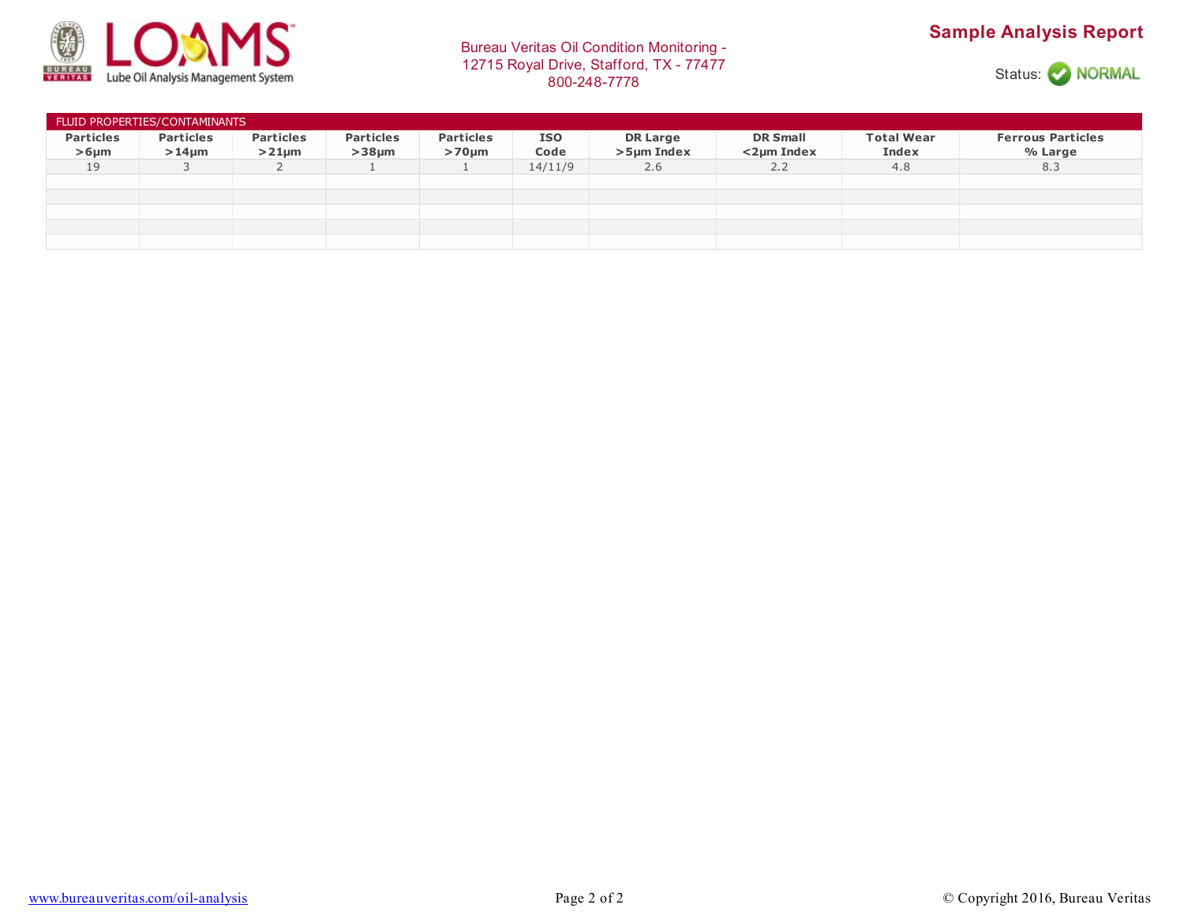Bureau Veritas Oil Condition Monitoring - 12715 Royal Drive, Stafford, TX - 77477 800-248-7778

**Sample Analysis Report**

Status: NORMAL

## FLUID PROPERTIES/CONTAMINANTS

| Particles >6µm | Particles >14µm | Particles >21µm | Particles >38µm | Particles >70µm | ISO Code | DR Large >5µm Index | DR Small <2µm Index | Total Wear Index | Ferrous Particles % Large |
|---|---|---|---|---|---|---|---|---|---|
| 19 | 3 | 2 | 1 | 1 | 14/11/9 | 2.6 | 2.2 | 4.8 | 8.3 |
| | | | | | | | | | |
| | | | | | | | | | |
| | | | | | | | | | |
| | | | | | | | | | |
| | | | | | | | | | |

www.bureauveritas.com/oil-analysis

© Copyright 2016, Bureau Veritas